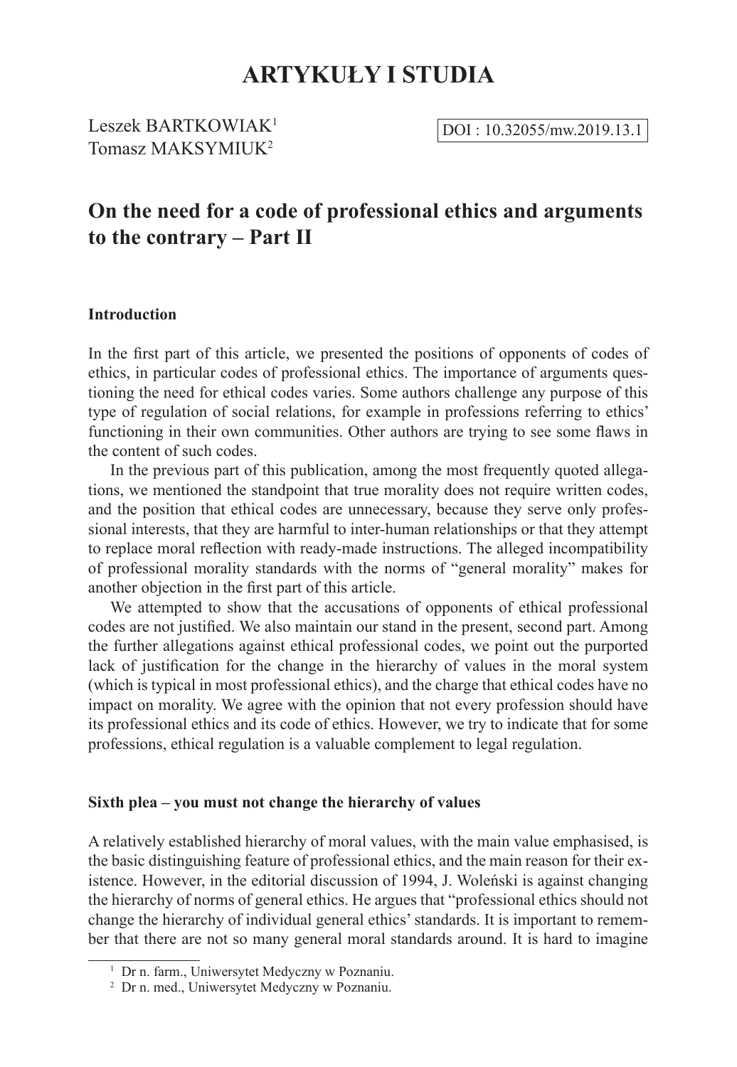# ARTYKUŁY I STUDIA

Leszek BARTKOWIAK[1]
Tomasz MAKSYMIUK[2]

DOI : 10.32055/mw.2019.13.1

## On the need for a code of professional ethics and arguments to the contrary – Part II

### Introduction

In the first part of this article, we presented the positions of opponents of codes of ethics, in particular codes of professional ethics. The importance of arguments questioning the need for ethical codes varies. Some authors challenge any purpose of this type of regulation of social relations, for example in professions referring to ethics' functioning in their own communities. Other authors are trying to see some flaws in the content of such codes.

In the previous part of this publication, among the most frequently quoted allegations, we mentioned the standpoint that true morality does not require written codes, and the position that ethical codes are unnecessary, because they serve only professional interests, that they are harmful to inter-human relationships or that they attempt to replace moral reflection with ready-made instructions. The alleged incompatibility of professional morality standards with the norms of "general morality" makes for another objection in the first part of this article.

We attempted to show that the accusations of opponents of ethical professional codes are not justified. We also maintain our stand in the present, second part. Among the further allegations against ethical professional codes, we point out the purported lack of justification for the change in the hierarchy of values in the moral system (which is typical in most professional ethics), and the charge that ethical codes have no impact on morality. We agree with the opinion that not every profession should have its professional ethics and its code of ethics. However, we try to indicate that for some professions, ethical regulation is a valuable complement to legal regulation.

### Sixth plea – you must not change the hierarchy of values

A relatively established hierarchy of moral values, with the main value emphasised, is the basic distinguishing feature of professional ethics, and the main reason for their existence. However, in the editorial discussion of 1994, J. Woleński is against changing the hierarchy of norms of general ethics. He argues that "professional ethics should not change the hierarchy of individual general ethics' standards. It is important to remember that there are not so many general moral standards around. It is hard to imagine

[1] Dr n. farm., Uniwersytet Medyczny w Poznaniu.

[2] Dr n. med., Uniwersytet Medyczny w Poznaniu.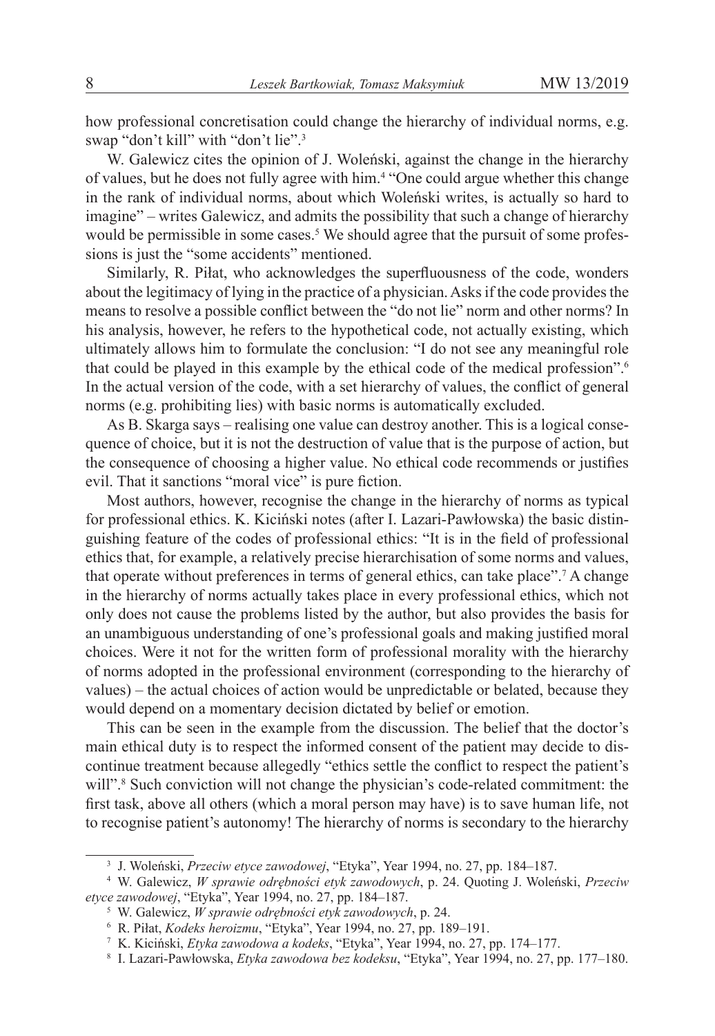how professional concretisation could change the hierarchy of individual norms, e.g. swap "don't kill" with "don't lie".[3]

W. Galewicz cites the opinion of J. Woleński, against the change in the hierarchy of values, but he does not fully agree with him.[4] "One could argue whether this change in the rank of individual norms, about which Woleński writes, is actually so hard to imagine" – writes Galewicz, and admits the possibility that such a change of hierarchy would be permissible in some cases.[5] We should agree that the pursuit of some professions is just the "some accidents" mentioned.

Similarly, R. Piłat, who acknowledges the superfluousness of the code, wonders about the legitimacy of lying in the practice of a physician. Asks if the code provides the means to resolve a possible conflict between the "do not lie" norm and other norms? In his analysis, however, he refers to the hypothetical code, not actually existing, which ultimately allows him to formulate the conclusion: "I do not see any meaningful role that could be played in this example by the ethical code of the medical profession".[6] In the actual version of the code, with a set hierarchy of values, the conflict of general norms (e.g. prohibiting lies) with basic norms is automatically excluded.

As B. Skarga says – realising one value can destroy another. This is a logical consequence of choice, but it is not the destruction of value that is the purpose of action, but the consequence of choosing a higher value. No ethical code recommends or justifies evil. That it sanctions "moral vice" is pure fiction.

Most authors, however, recognise the change in the hierarchy of norms as typical for professional ethics. K. Kiciński notes (after I. Lazari-Pawłowska) the basic distinguishing feature of the codes of professional ethics: "It is in the field of professional ethics that, for example, a relatively precise hierarchisation of some norms and values, that operate without preferences in terms of general ethics, can take place".[7] A change in the hierarchy of norms actually takes place in every professional ethics, which not only does not cause the problems listed by the author, but also provides the basis for an unambiguous understanding of one's professional goals and making justified moral choices. Were it not for the written form of professional morality with the hierarchy of norms adopted in the professional environment (corresponding to the hierarchy of values) – the actual choices of action would be unpredictable or belated, because they would depend on a momentary decision dictated by belief or emotion.

This can be seen in the example from the discussion. The belief that the doctor's main ethical duty is to respect the informed consent of the patient may decide to discontinue treatment because allegedly "ethics settle the conflict to respect the patient's will".[8] Such conviction will not change the physician's code-related commitment: the first task, above all others (which a moral person may have) is to save human life, not to recognise patient's autonomy! The hierarchy of norms is secondary to the hierarchy

---

[3] J. Woleński, *Przeciw etyce zawodowej*, "Etyka", Year 1994, no. 27, pp. 184–187.

[4] W. Galewicz, *W sprawie odrębności etyk zawodowych*, p. 24. Quoting J. Woleński, *Przeciw etyce zawodowej*, "Etyka", Year 1994, no. 27, pp. 184–187.

[5] W. Galewicz, *W sprawie odrębności etyk zawodowych*, p. 24.

[6] R. Piłat, *Kodeks heroizmu*, "Etyka", Year 1994, no. 27, pp. 189–191.

[7] K. Kiciński, *Etyka zawodowa a kodeks*, "Etyka", Year 1994, no. 27, pp. 174–177.

[8] I. Lazari-Pawłowska, *Etyka zawodowa bez kodeksu*, "Etyka", Year 1994, no. 27, pp. 177–180.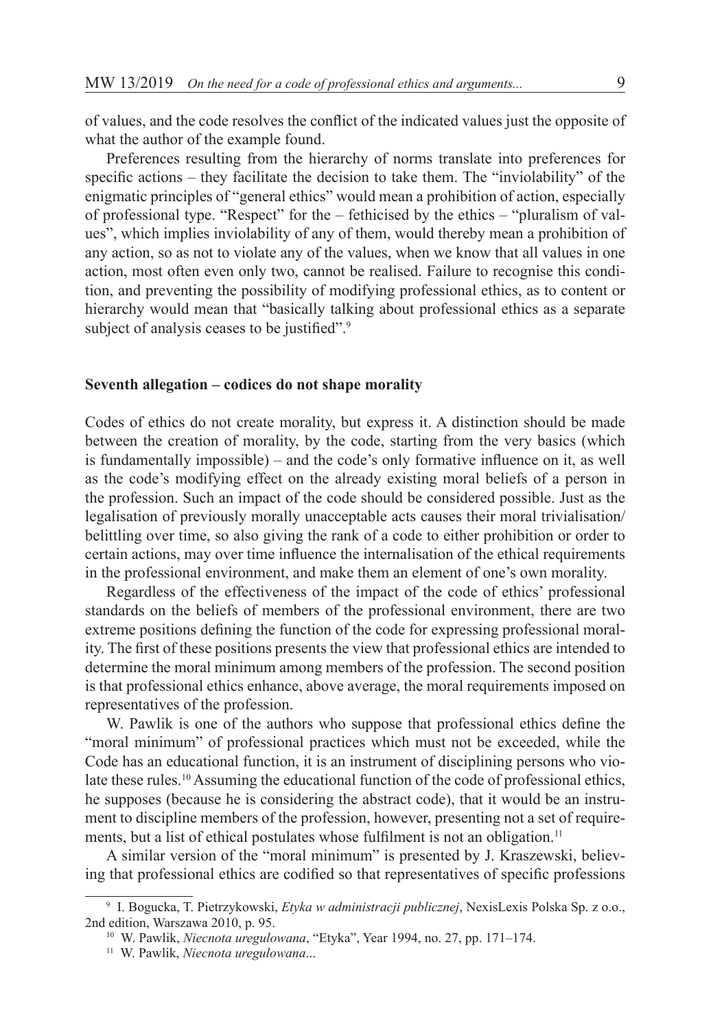of values, and the code resolves the conflict of the indicated values just the opposite of what the author of the example found.

Preferences resulting from the hierarchy of norms translate into preferences for specific actions – they facilitate the decision to take them. The "inviolability" of the enigmatic principles of "general ethics" would mean a prohibition of action, especially of professional type. "Respect" for the – fethicised by the ethics – "pluralism of values", which implies inviolability of any of them, would thereby mean a prohibition of any action, so as not to violate any of the values, when we know that all values in one action, most often even only two, cannot be realised. Failure to recognise this condition, and preventing the possibility of modifying professional ethics, as to content or hierarchy would mean that "basically talking about professional ethics as a separate subject of analysis ceases to be justified".[9]

### Seventh allegation – codices do not shape morality

Codes of ethics do not create morality, but express it. A distinction should be made between the creation of morality, by the code, starting from the very basics (which is fundamentally impossible) – and the code's only formative influence on it, as well as the code's modifying effect on the already existing moral beliefs of a person in the profession. Such an impact of the code should be considered possible. Just as the legalisation of previously morally unacceptable acts causes their moral trivialisation/belittling over time, so also giving the rank of a code to either prohibition or order to certain actions, may over time influence the internalisation of the ethical requirements in the professional environment, and make them an element of one's own morality.

Regardless of the effectiveness of the impact of the code of ethics' professional standards on the beliefs of members of the professional environment, there are two extreme positions defining the function of the code for expressing professional morality. The first of these positions presents the view that professional ethics are intended to determine the moral minimum among members of the profession. The second position is that professional ethics enhance, above average, the moral requirements imposed on representatives of the profession.

W. Pawlik is one of the authors who suppose that professional ethics define the "moral minimum" of professional practices which must not be exceeded, while the Code has an educational function, it is an instrument of disciplining persons who violate these rules.[10] Assuming the educational function of the code of professional ethics, he supposes (because he is considering the abstract code), that it would be an instrument to discipline members of the profession, however, presenting not a set of requirements, but a list of ethical postulates whose fulfilment is not an obligation.[11]

A similar version of the "moral minimum" is presented by J. Kraszewski, believing that professional ethics are codified so that representatives of specific professions

---

[9] I. Bogucka, T. Pietrzykowski, *Etyka w administracji publicznej*, NexisLexis Polska Sp. z o.o., 2nd edition, Warszawa 2010, p. 95.

[10] W. Pawlik, *Niecnota uregulowana*, "Etyka", Year 1994, no. 27, pp. 171–174.

[11] W. Pawlik, *Niecnota uregulowana*...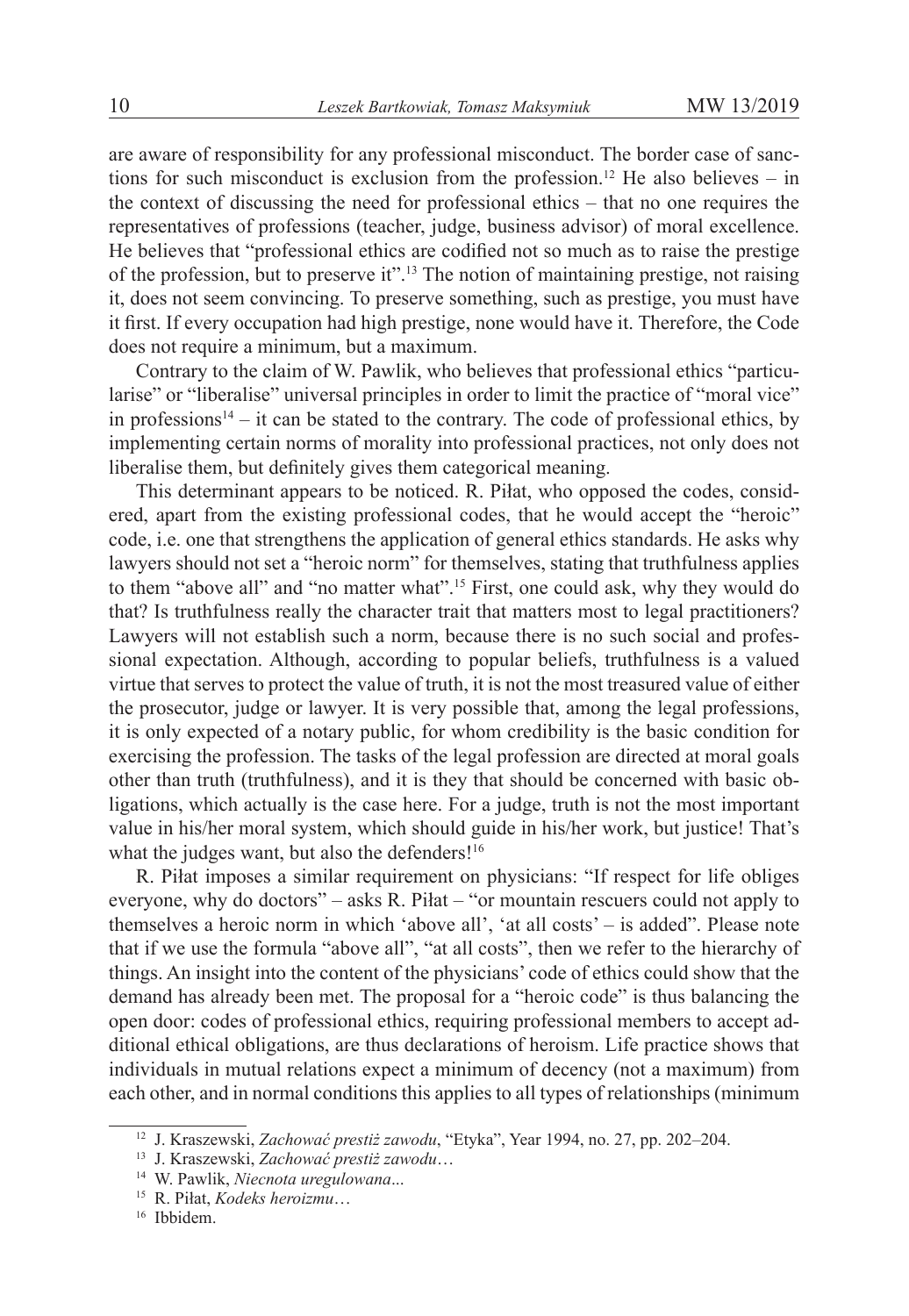are aware of responsibility for any professional misconduct. The border case of sanctions for such misconduct is exclusion from the profession.[12] He also believes – in the context of discussing the need for professional ethics – that no one requires the representatives of professions (teacher, judge, business advisor) of moral excellence. He believes that "professional ethics are codified not so much as to raise the prestige of the profession, but to preserve it".[13] The notion of maintaining prestige, not raising it, does not seem convincing. To preserve something, such as prestige, you must have it first. If every occupation had high prestige, none would have it. Therefore, the Code does not require a minimum, but a maximum.

Contrary to the claim of W. Pawlik, who believes that professional ethics "particularise" or "liberalise" universal principles in order to limit the practice of "moral vice" in professions[14] – it can be stated to the contrary. The code of professional ethics, by implementing certain norms of morality into professional practices, not only does not liberalise them, but definitely gives them categorical meaning.

This determinant appears to be noticed. R. Piłat, who opposed the codes, considered, apart from the existing professional codes, that he would accept the "heroic" code, i.e. one that strengthens the application of general ethics standards. He asks why lawyers should not set a "heroic norm" for themselves, stating that truthfulness applies to them "above all" and "no matter what".[15] First, one could ask, why they would do that? Is truthfulness really the character trait that matters most to legal practitioners? Lawyers will not establish such a norm, because there is no such social and professional expectation. Although, according to popular beliefs, truthfulness is a valued virtue that serves to protect the value of truth, it is not the most treasured value of either the prosecutor, judge or lawyer. It is very possible that, among the legal professions, it is only expected of a notary public, for whom credibility is the basic condition for exercising the profession. The tasks of the legal profession are directed at moral goals other than truth (truthfulness), and it is they that should be concerned with basic obligations, which actually is the case here. For a judge, truth is not the most important value in his/her moral system, which should guide in his/her work, but justice! That's what the judges want, but also the defenders![16]

R. Piłat imposes a similar requirement on physicians: "If respect for life obliges everyone, why do doctors" – asks R. Piłat – "or mountain rescuers could not apply to themselves a heroic norm in which 'above all', 'at all costs' – is added". Please note that if we use the formula "above all", "at all costs", then we refer to the hierarchy of things. An insight into the content of the physicians' code of ethics could show that the demand has already been met. The proposal for a "heroic code" is thus balancing the open door: codes of professional ethics, requiring professional members to accept additional ethical obligations, are thus declarations of heroism. Life practice shows that individuals in mutual relations expect a minimum of decency (not a maximum) from each other, and in normal conditions this applies to all types of relationships (minimum

---

[12] J. Kraszewski, *Zachować prestiż zawodu*, "Etyka", Year 1994, no. 27, pp. 202–204.

[13] J. Kraszewski, *Zachować prestiż zawodu*…

[14] W. Pawlik, *Niecnota uregulowana*...

[15] R. Piłat, *Kodeks heroizmu*…

[16] Ibbidem.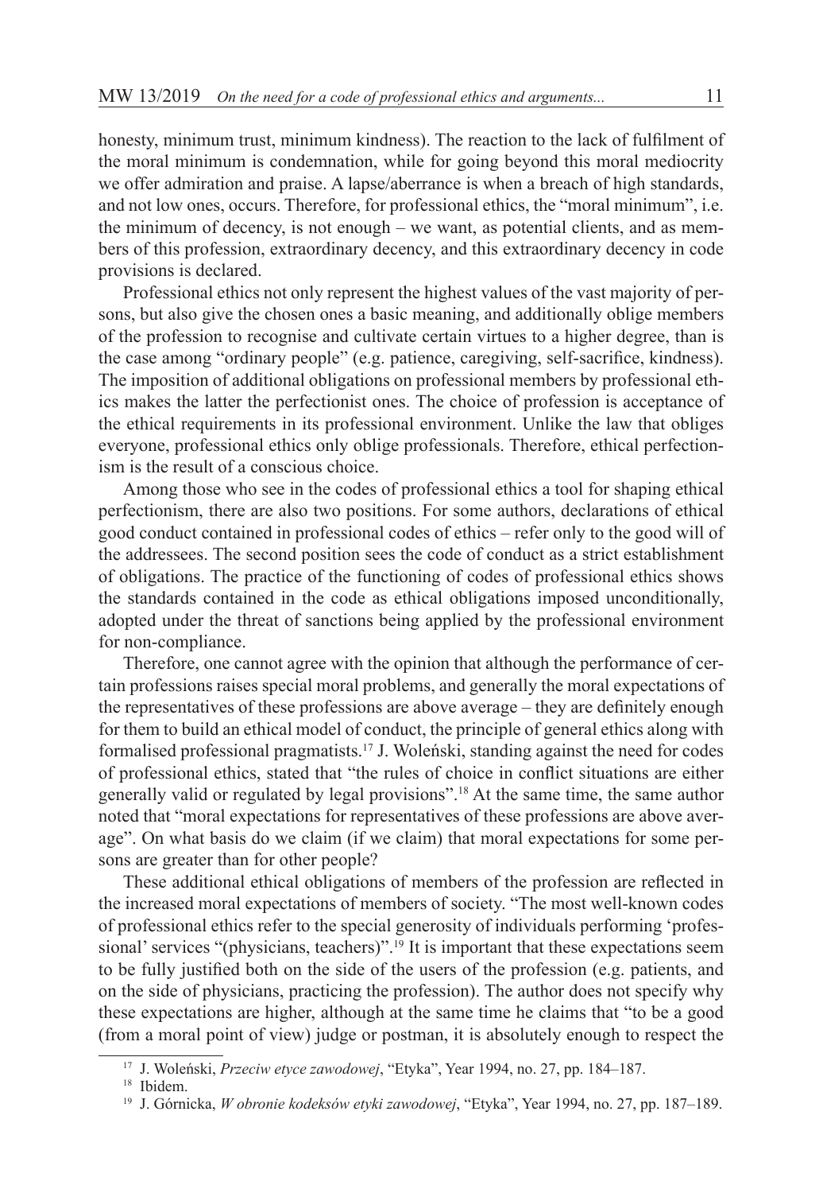honesty, minimum trust, minimum kindness). The reaction to the lack of fulfilment of the moral minimum is condemnation, while for going beyond this moral mediocrity we offer admiration and praise. A lapse/aberrance is when a breach of high standards, and not low ones, occurs. Therefore, for professional ethics, the "moral minimum", i.e. the minimum of decency, is not enough – we want, as potential clients, and as members of this profession, extraordinary decency, and this extraordinary decency in code provisions is declared.

Professional ethics not only represent the highest values of the vast majority of persons, but also give the chosen ones a basic meaning, and additionally oblige members of the profession to recognise and cultivate certain virtues to a higher degree, than is the case among "ordinary people" (e.g. patience, caregiving, self-sacrifice, kindness). The imposition of additional obligations on professional members by professional ethics makes the latter the perfectionist ones. The choice of profession is acceptance of the ethical requirements in its professional environment. Unlike the law that obliges everyone, professional ethics only oblige professionals. Therefore, ethical perfectionism is the result of a conscious choice.

Among those who see in the codes of professional ethics a tool for shaping ethical perfectionism, there are also two positions. For some authors, declarations of ethical good conduct contained in professional codes of ethics – refer only to the good will of the addressees. The second position sees the code of conduct as a strict establishment of obligations. The practice of the functioning of codes of professional ethics shows the standards contained in the code as ethical obligations imposed unconditionally, adopted under the threat of sanctions being applied by the professional environment for non-compliance.

Therefore, one cannot agree with the opinion that although the performance of certain professions raises special moral problems, and generally the moral expectations of the representatives of these professions are above average – they are definitely enough for them to build an ethical model of conduct, the principle of general ethics along with formalised professional pragmatists.[17] J. Woleński, standing against the need for codes of professional ethics, stated that "the rules of choice in conflict situations are either generally valid or regulated by legal provisions".[18] At the same time, the same author noted that "moral expectations for representatives of these professions are above average". On what basis do we claim (if we claim) that moral expectations for some persons are greater than for other people?

These additional ethical obligations of members of the profession are reflected in the increased moral expectations of members of society. "The most well-known codes of professional ethics refer to the special generosity of individuals performing 'professional' services "(physicians, teachers)".[19] It is important that these expectations seem to be fully justified both on the side of the users of the profession (e.g. patients, and on the side of physicians, practicing the profession). The author does not specify why these expectations are higher, although at the same time he claims that "to be a good (from a moral point of view) judge or postman, it is absolutely enough to respect the

---

[17] J. Woleński, *Przeciw etyce zawodowej*, "Etyka", Year 1994, no. 27, pp. 184–187.

[18] Ibidem.

[19] J. Górnicka, *W obronie kodeksów etyki zawodowej*, "Etyka", Year 1994, no. 27, pp. 187–189.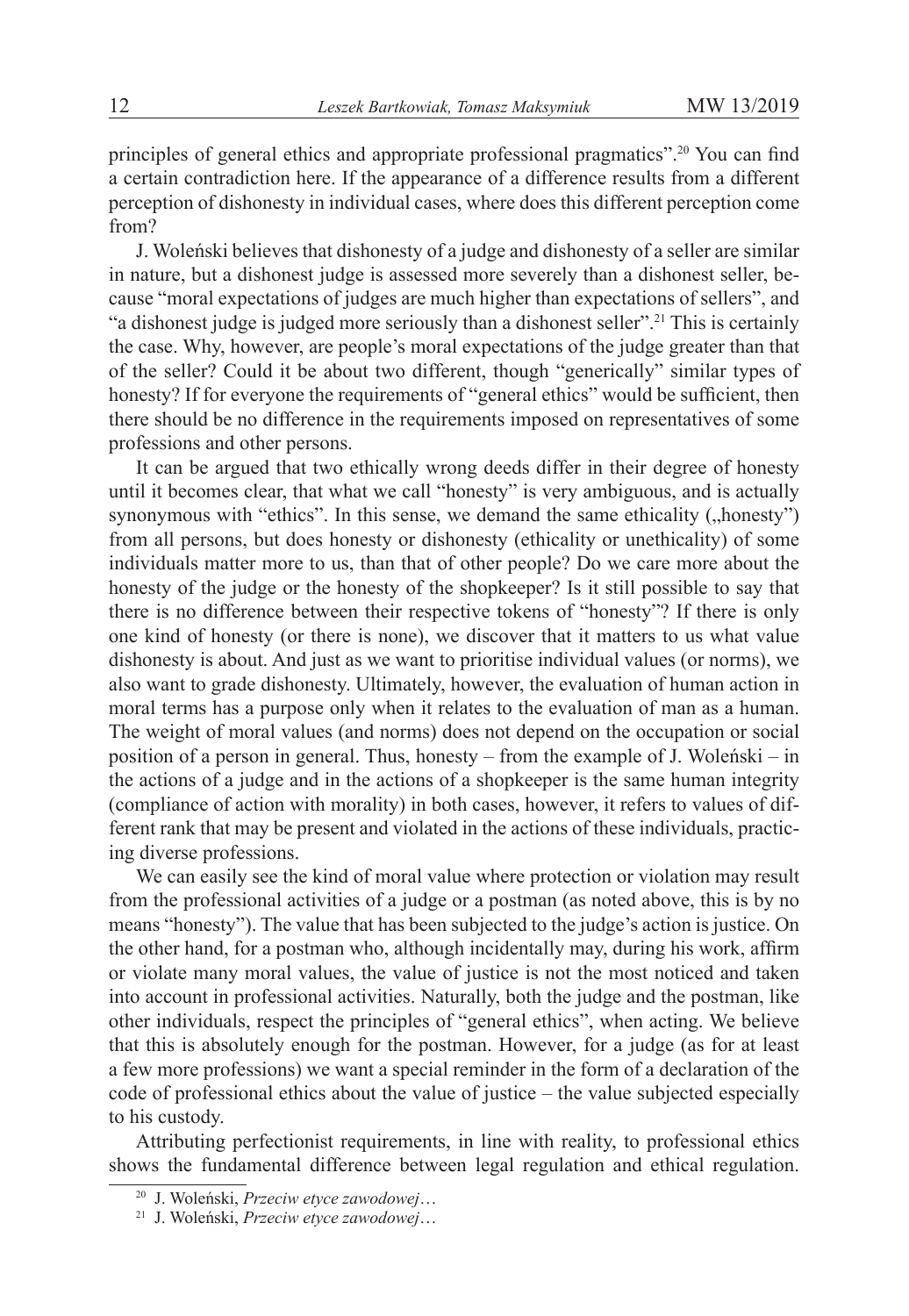principles of general ethics and appropriate professional pragmatics".[20] You can find a certain contradiction here. If the appearance of a difference results from a different perception of dishonesty in individual cases, where does this different perception come from?

J. Woleński believes that dishonesty of a judge and dishonesty of a seller are similar in nature, but a dishonest judge is assessed more severely than a dishonest seller, because "moral expectations of judges are much higher than expectations of sellers", and "a dishonest judge is judged more seriously than a dishonest seller".[21] This is certainly the case. Why, however, are people's moral expectations of the judge greater than that of the seller? Could it be about two different, though "generically" similar types of honesty? If for everyone the requirements of "general ethics" would be sufficient, then there should be no difference in the requirements imposed on representatives of some professions and other persons.

It can be argued that two ethically wrong deeds differ in their degree of honesty until it becomes clear, that what we call "honesty" is very ambiguous, and is actually synonymous with "ethics". In this sense, we demand the same ethicality („honesty") from all persons, but does honesty or dishonesty (ethicality or unethicality) of some individuals matter more to us, than that of other people? Do we care more about the honesty of the judge or the honesty of the shopkeeper? Is it still possible to say that there is no difference between their respective tokens of "honesty"? If there is only one kind of honesty (or there is none), we discover that it matters to us what value dishonesty is about. And just as we want to prioritise individual values (or norms), we also want to grade dishonesty. Ultimately, however, the evaluation of human action in moral terms has a purpose only when it relates to the evaluation of man as a human. The weight of moral values (and norms) does not depend on the occupation or social position of a person in general. Thus, honesty – from the example of J. Woleński – in the actions of a judge and in the actions of a shopkeeper is the same human integrity (compliance of action with morality) in both cases, however, it refers to values of different rank that may be present and violated in the actions of these individuals, practicing diverse professions.

We can easily see the kind of moral value where protection or violation may result from the professional activities of a judge or a postman (as noted above, this is by no means "honesty"). The value that has been subjected to the judge's action is justice. On the other hand, for a postman who, although incidentally may, during his work, affirm or violate many moral values, the value of justice is not the most noticed and taken into account in professional activities. Naturally, both the judge and the postman, like other individuals, respect the principles of "general ethics", when acting. We believe that this is absolutely enough for the postman. However, for a judge (as for at least a few more professions) we want a special reminder in the form of a declaration of the code of professional ethics about the value of justice – the value subjected especially to his custody.

Attributing perfectionist requirements, in line with reality, to professional ethics shows the fundamental difference between legal regulation and ethical regulation.

---

[20] J. Woleński, *Przeciw etyce zawodowej…*

[21] J. Woleński, *Przeciw etyce zawodowej…*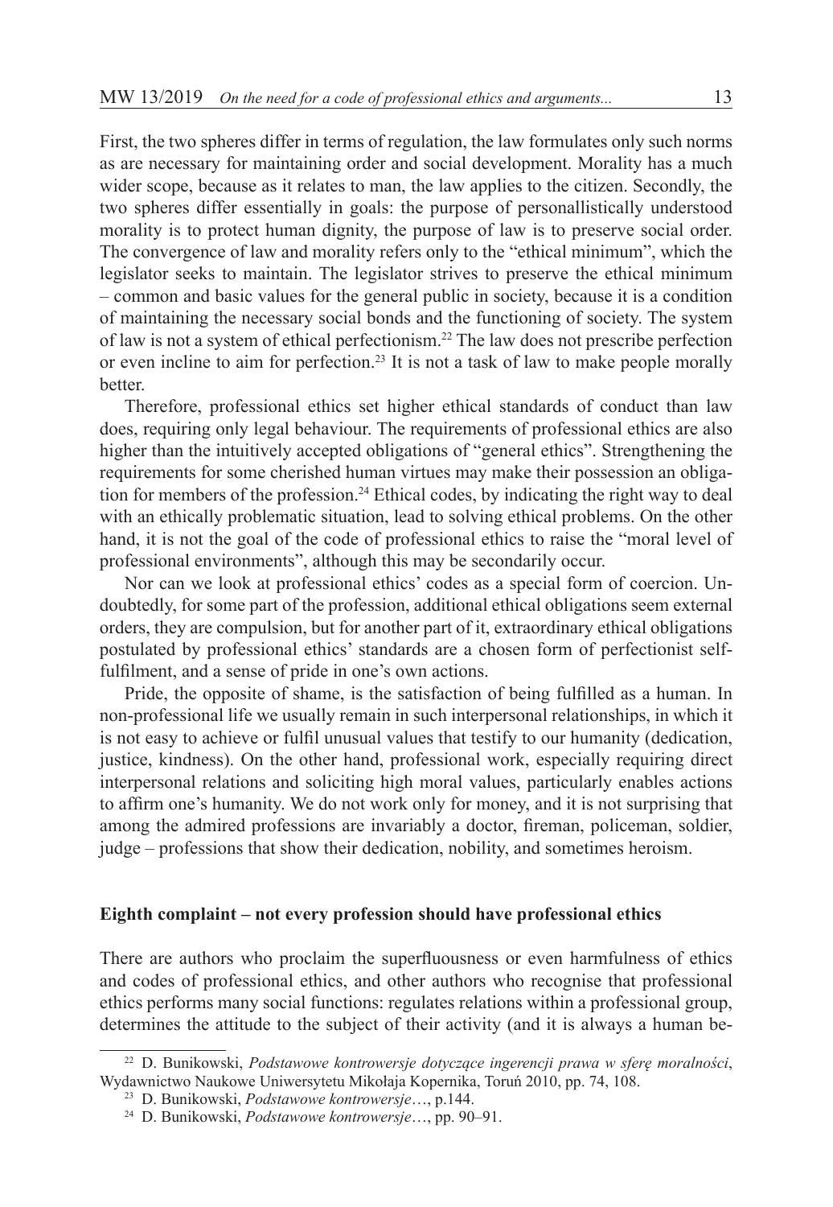First, the two spheres differ in terms of regulation, the law formulates only such norms as are necessary for maintaining order and social development. Morality has a much wider scope, because as it relates to man, the law applies to the citizen. Secondly, the two spheres differ essentially in goals: the purpose of personallistically understood morality is to protect human dignity, the purpose of law is to preserve social order. The convergence of law and morality refers only to the "ethical minimum", which the legislator seeks to maintain. The legislator strives to preserve the ethical minimum – common and basic values for the general public in society, because it is a condition of maintaining the necessary social bonds and the functioning of society. The system of law is not a system of ethical perfectionism.[22] The law does not prescribe perfection or even incline to aim for perfection.[23] It is not a task of law to make people morally better.

Therefore, professional ethics set higher ethical standards of conduct than law does, requiring only legal behaviour. The requirements of professional ethics are also higher than the intuitively accepted obligations of "general ethics". Strengthening the requirements for some cherished human virtues may make their possession an obligation for members of the profession.[24] Ethical codes, by indicating the right way to deal with an ethically problematic situation, lead to solving ethical problems. On the other hand, it is not the goal of the code of professional ethics to raise the "moral level of professional environments", although this may be secondarily occur.

Nor can we look at professional ethics' codes as a special form of coercion. Undoubtedly, for some part of the profession, additional ethical obligations seem external orders, they are compulsion, but for another part of it, extraordinary ethical obligations postulated by professional ethics' standards are a chosen form of perfectionist self-fulfilment, and a sense of pride in one's own actions.

Pride, the opposite of shame, is the satisfaction of being fulfilled as a human. In non-professional life we usually remain in such interpersonal relationships, in which it is not easy to achieve or fulfil unusual values that testify to our humanity (dedication, justice, kindness). On the other hand, professional work, especially requiring direct interpersonal relations and soliciting high moral values, particularly enables actions to affirm one's humanity. We do not work only for money, and it is not surprising that among the admired professions are invariably a doctor, fireman, policeman, soldier, judge – professions that show their dedication, nobility, and sometimes heroism.

### Eighth complaint – not every profession should have professional ethics

There are authors who proclaim the superfluousness or even harmfulness of ethics and codes of professional ethics, and other authors who recognise that professional ethics performs many social functions: regulates relations within a professional group, determines the attitude to the subject of their activity (and it is always a human be-

---

[22] D. Bunikowski, *Podstawowe kontrowersje dotyczące ingerencji prawa w sferę moralności*, Wydawnictwo Naukowe Uniwersytetu Mikołaja Kopernika, Toruń 2010, pp. 74, 108.

[23] D. Bunikowski, *Podstawowe kontrowersje*…, p.144.

[24] D. Bunikowski, *Podstawowe kontrowersje*…, pp. 90–91.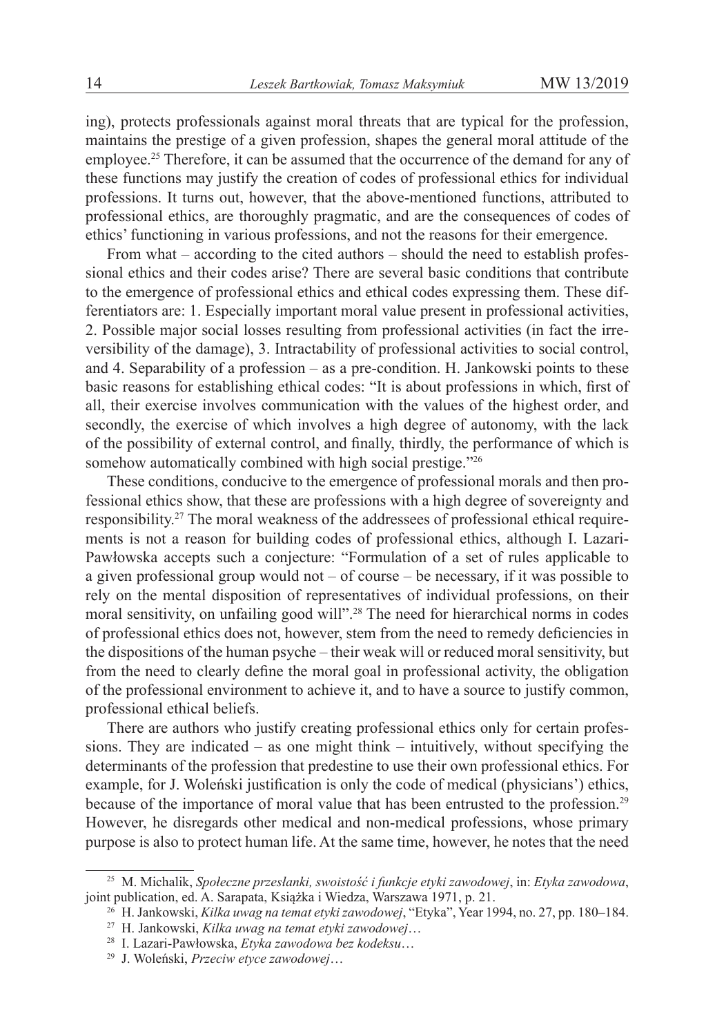ing), protects professionals against moral threats that are typical for the profession, maintains the prestige of a given profession, shapes the general moral attitude of the employee.[25] Therefore, it can be assumed that the occurrence of the demand for any of these functions may justify the creation of codes of professional ethics for individual professions. It turns out, however, that the above-mentioned functions, attributed to professional ethics, are thoroughly pragmatic, and are the consequences of codes of ethics' functioning in various professions, and not the reasons for their emergence.

From what – according to the cited authors – should the need to establish professional ethics and their codes arise? There are several basic conditions that contribute to the emergence of professional ethics and ethical codes expressing them. These differentiators are: 1. Especially important moral value present in professional activities, 2. Possible major social losses resulting from professional activities (in fact the irreversibility of the damage), 3. Intractability of professional activities to social control, and 4. Separability of a profession – as a pre-condition. H. Jankowski points to these basic reasons for establishing ethical codes: "It is about professions in which, first of all, their exercise involves communication with the values of the highest order, and secondly, the exercise of which involves a high degree of autonomy, with the lack of the possibility of external control, and finally, thirdly, the performance of which is somehow automatically combined with high social prestige."[26]

These conditions, conducive to the emergence of professional morals and then professional ethics show, that these are professions with a high degree of sovereignty and responsibility.[27] The moral weakness of the addressees of professional ethical requirements is not a reason for building codes of professional ethics, although I. Lazari-Pawłowska accepts such a conjecture: "Formulation of a set of rules applicable to a given professional group would not – of course – be necessary, if it was possible to rely on the mental disposition of representatives of individual professions, on their moral sensitivity, on unfailing good will".[28] The need for hierarchical norms in codes of professional ethics does not, however, stem from the need to remedy deficiencies in the dispositions of the human psyche – their weak will or reduced moral sensitivity, but from the need to clearly define the moral goal in professional activity, the obligation of the professional environment to achieve it, and to have a source to justify common, professional ethical beliefs.

There are authors who justify creating professional ethics only for certain professions. They are indicated – as one might think – intuitively, without specifying the determinants of the profession that predestine to use their own professional ethics. For example, for J. Woleński justification is only the code of medical (physicians') ethics, because of the importance of moral value that has been entrusted to the profession.[29] However, he disregards other medical and non-medical professions, whose primary purpose is also to protect human life. At the same time, however, he notes that the need

---

[25] M. Michalik, *Społeczne przesłanki, swoistość i funkcje etyki zawodowej*, in: *Etyka zawodowa*, joint publication, ed. A. Sarapata, Książka i Wiedza, Warszawa 1971, p. 21.

[26] H. Jankowski, *Kilka uwag na temat etyki zawodowej*, "Etyka", Year 1994, no. 27, pp. 180–184.

[27] H. Jankowski, *Kilka uwag na temat etyki zawodowej*…

[28] I. Lazari-Pawłowska, *Etyka zawodowa bez kodeksu*…

[29] J. Woleński, *Przeciw etyce zawodowej*…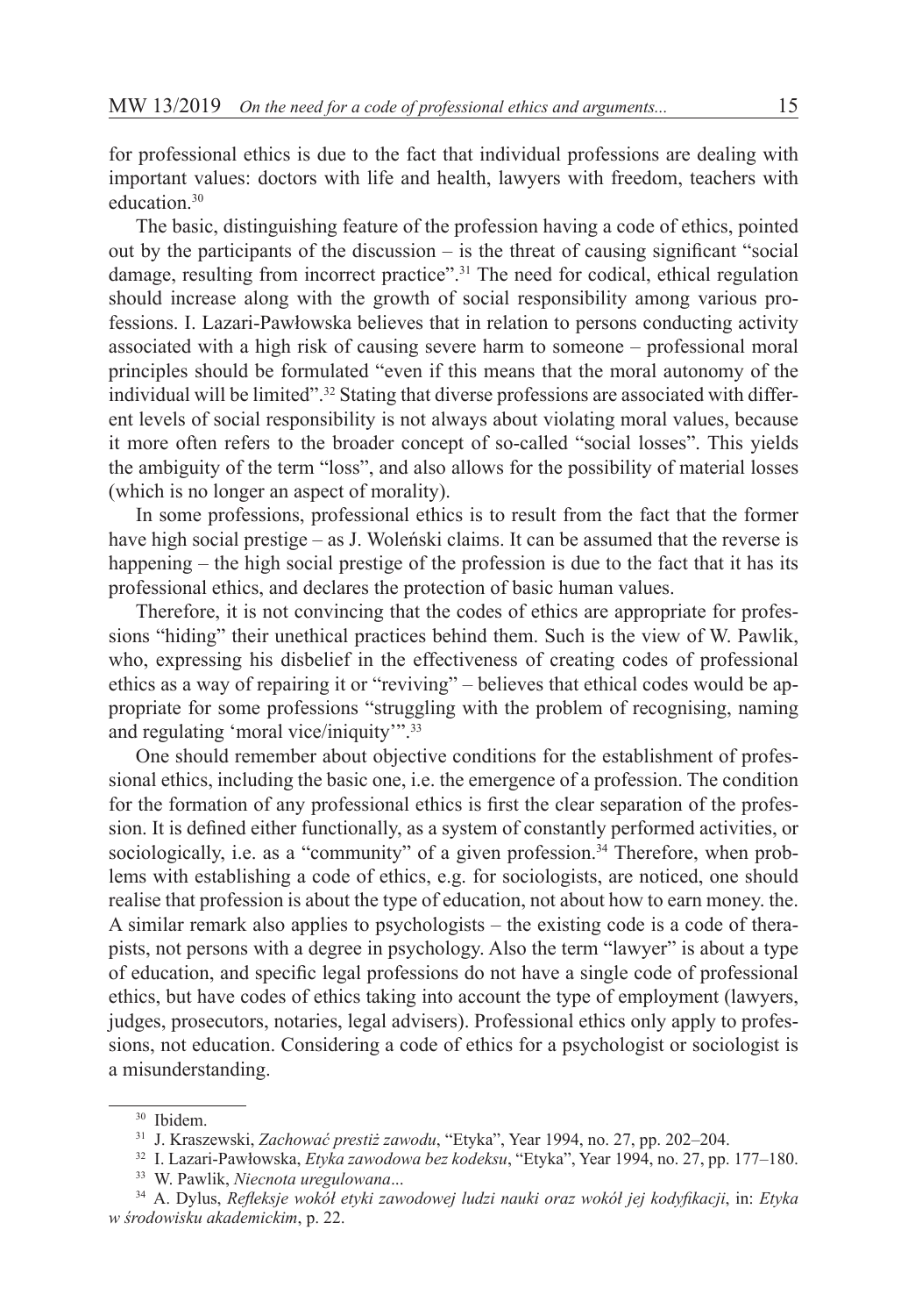for professional ethics is due to the fact that individual professions are dealing with important values: doctors with life and health, lawyers with freedom, teachers with education.[30]

The basic, distinguishing feature of the profession having a code of ethics, pointed out by the participants of the discussion – is the threat of causing significant "social damage, resulting from incorrect practice".[31] The need for codical, ethical regulation should increase along with the growth of social responsibility among various professions. I. Lazari-Pawłowska believes that in relation to persons conducting activity associated with a high risk of causing severe harm to someone – professional moral principles should be formulated "even if this means that the moral autonomy of the individual will be limited".[32] Stating that diverse professions are associated with different levels of social responsibility is not always about violating moral values, because it more often refers to the broader concept of so-called "social losses". This yields the ambiguity of the term "loss", and also allows for the possibility of material losses (which is no longer an aspect of morality).

In some professions, professional ethics is to result from the fact that the former have high social prestige – as J. Woleński claims. It can be assumed that the reverse is happening – the high social prestige of the profession is due to the fact that it has its professional ethics, and declares the protection of basic human values.

Therefore, it is not convincing that the codes of ethics are appropriate for professions "hiding" their unethical practices behind them. Such is the view of W. Pawlik, who, expressing his disbelief in the effectiveness of creating codes of professional ethics as a way of repairing it or "reviving" – believes that ethical codes would be appropriate for some professions "struggling with the problem of recognising, naming and regulating 'moral vice/iniquity'".[33]

One should remember about objective conditions for the establishment of professional ethics, including the basic one, i.e. the emergence of a profession. The condition for the formation of any professional ethics is first the clear separation of the profession. It is defined either functionally, as a system of constantly performed activities, or sociologically, i.e. as a "community" of a given profession.[34] Therefore, when problems with establishing a code of ethics, e.g. for sociologists, are noticed, one should realise that profession is about the type of education, not about how to earn money. the. A similar remark also applies to psychologists – the existing code is a code of therapists, not persons with a degree in psychology. Also the term "lawyer" is about a type of education, and specific legal professions do not have a single code of professional ethics, but have codes of ethics taking into account the type of employment (lawyers, judges, prosecutors, notaries, legal advisers). Professional ethics only apply to professions, not education. Considering a code of ethics for a psychologist or sociologist is a misunderstanding.

---

[30] Ibidem.

[31] J. Kraszewski, *Zachować prestiż zawodu*, "Etyka", Year 1994, no. 27, pp. 202–204.

[32] I. Lazari-Pawłowska, *Etyka zawodowa bez kodeksu*, "Etyka", Year 1994, no. 27, pp. 177–180.

[33] W. Pawlik, *Niecnota uregulowana*...

[34] A. Dylus, *Refleksje wokół etyki zawodowej ludzi nauki oraz wokół jej kodyfikacji*, in: *Etyka w środowisku akademickim*, p. 22.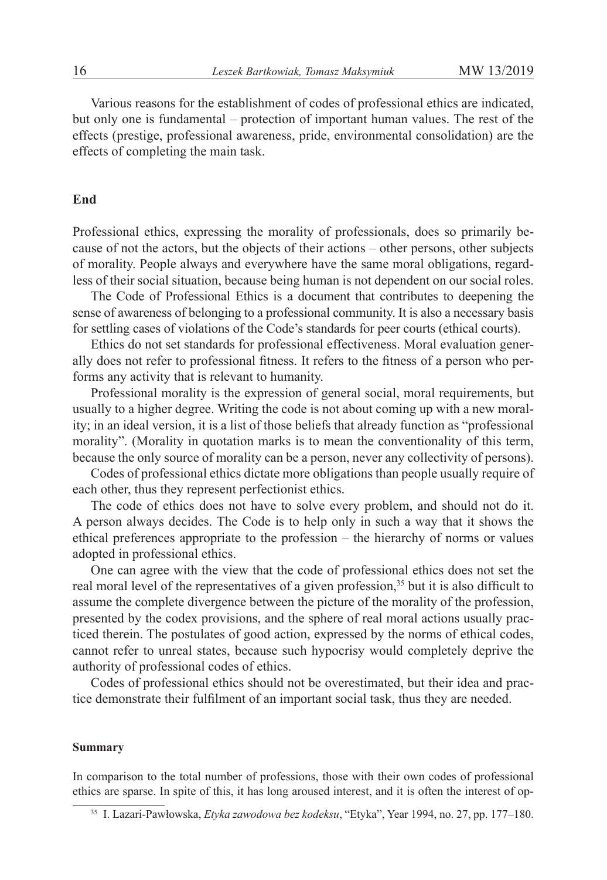Various reasons for the establishment of codes of professional ethics are indicated, but only one is fundamental – protection of important human values. The rest of the effects (prestige, professional awareness, pride, environmental consolidation) are the effects of completing the main task.

## End

Professional ethics, expressing the morality of professionals, does so primarily because of not the actors, but the objects of their actions – other persons, other subjects of morality. People always and everywhere have the same moral obligations, regardless of their social situation, because being human is not dependent on our social roles.

The Code of Professional Ethics is a document that contributes to deepening the sense of awareness of belonging to a professional community. It is also a necessary basis for settling cases of violations of the Code's standards for peer courts (ethical courts).

Ethics do not set standards for professional effectiveness. Moral evaluation generally does not refer to professional fitness. It refers to the fitness of a person who performs any activity that is relevant to humanity.

Professional morality is the expression of general social, moral requirements, but usually to a higher degree. Writing the code is not about coming up with a new morality; in an ideal version, it is a list of those beliefs that already function as "professional morality". (Morality in quotation marks is to mean the conventionality of this term, because the only source of morality can be a person, never any collectivity of persons).

Codes of professional ethics dictate more obligations than people usually require of each other, thus they represent perfectionist ethics.

The code of ethics does not have to solve every problem, and should not do it. A person always decides. The Code is to help only in such a way that it shows the ethical preferences appropriate to the profession – the hierarchy of norms or values adopted in professional ethics.

One can agree with the view that the code of professional ethics does not set the real moral level of the representatives of a given profession,[35] but it is also difficult to assume the complete divergence between the picture of the morality of the profession, presented by the codex provisions, and the sphere of real moral actions usually practiced therein. The postulates of good action, expressed by the norms of ethical codes, cannot refer to unreal states, because such hypocrisy would completely deprive the authority of professional codes of ethics.

Codes of professional ethics should not be overestimated, but their idea and practice demonstrate their fulfilment of an important social task, thus they are needed.

### Summary

In comparison to the total number of professions, those with their own codes of professional ethics are sparse. In spite of this, it has long aroused interest, and it is often the interest of op-

---

[35] I. Lazari-Pawłowska, *Etyka zawodowa bez kodeksu*, "Etyka", Year 1994, no. 27, pp. 177–180.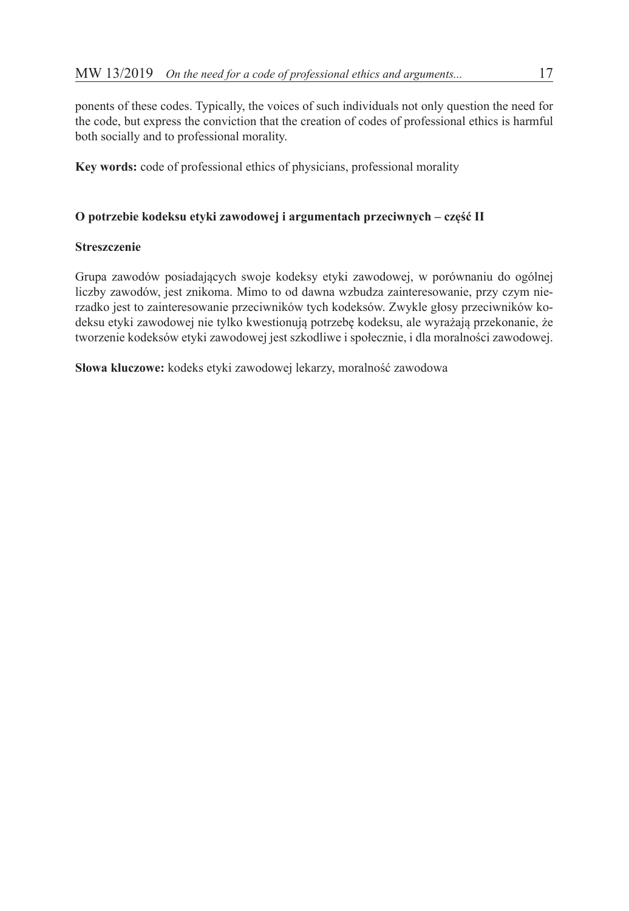ponents of these codes. Typically, the voices of such individuals not only question the need for the code, but express the conviction that the creation of codes of professional ethics is harmful both socially and to professional morality.

**Key words:** code of professional ethics of physicians, professional morality

### O potrzebie kodeksu etyki zawodowej i argumentach przeciwnych – część II

#### Streszczenie

Grupa zawodów posiadających swoje kodeksy etyki zawodowej, w porównaniu do ogólnej liczby zawodów, jest znikoma. Mimo to od dawna wzbudza zainteresowanie, przy czym nierzadko jest to zainteresowanie przeciwników tych kodeksów. Zwykle głosy przeciwników kodeksu etyki zawodowej nie tylko kwestionują potrzebę kodeksu, ale wyrażają przekonanie, że tworzenie kodeksów etyki zawodowej jest szkodliwe i społecznie, i dla moralności zawodowej.

**Słowa kluczowe:** kodeks etyki zawodowej lekarzy, moralność zawodowa